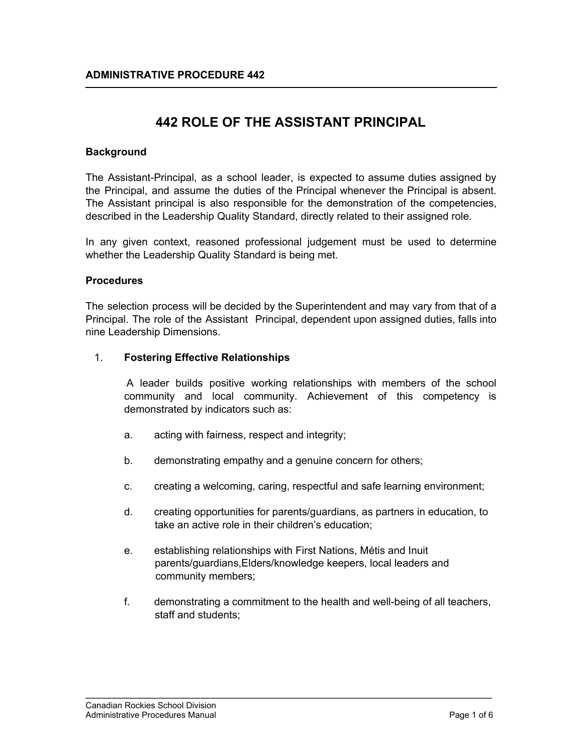**ADMINISTRATIVE PROCEDURE 442**

# 442 ROLE OF THE ASSISTANT PRINCIPAL

## Background

The Assistant-Principal, as a school leader, is expected to assume duties assigned by the Principal, and assume the duties of the Principal whenever the Principal is absent. The Assistant principal is also responsible for the demonstration of the competencies, described in the Leadership Quality Standard, directly related to their assigned role.

In any given context, reasoned professional judgement must be used to determine whether the Leadership Quality Standard is being met.

## Procedures

The selection process will be decided by the Superintendent and may vary from that of a Principal. The role of the Assistant Principal, dependent upon assigned duties, falls into nine Leadership Dimensions.

1. **Fostering Effective Relationships**

   A leader builds positive working relationships with members of the school community and local community. Achievement of this competency is demonstrated by indicators such as:

   a. acting with fairness, respect and integrity;

   b. demonstrating empathy and a genuine concern for others;

   c. creating a welcoming, caring, respectful and safe learning environment;

   d. creating opportunities for parents/guardians, as partners in education, to take an active role in their children's education;

   e. establishing relationships with First Nations, Métis and Inuit parents/guardians,Elders/knowledge keepers, local leaders and community members;

   f. demonstrating a commitment to the health and well-being of all teachers, staff and students;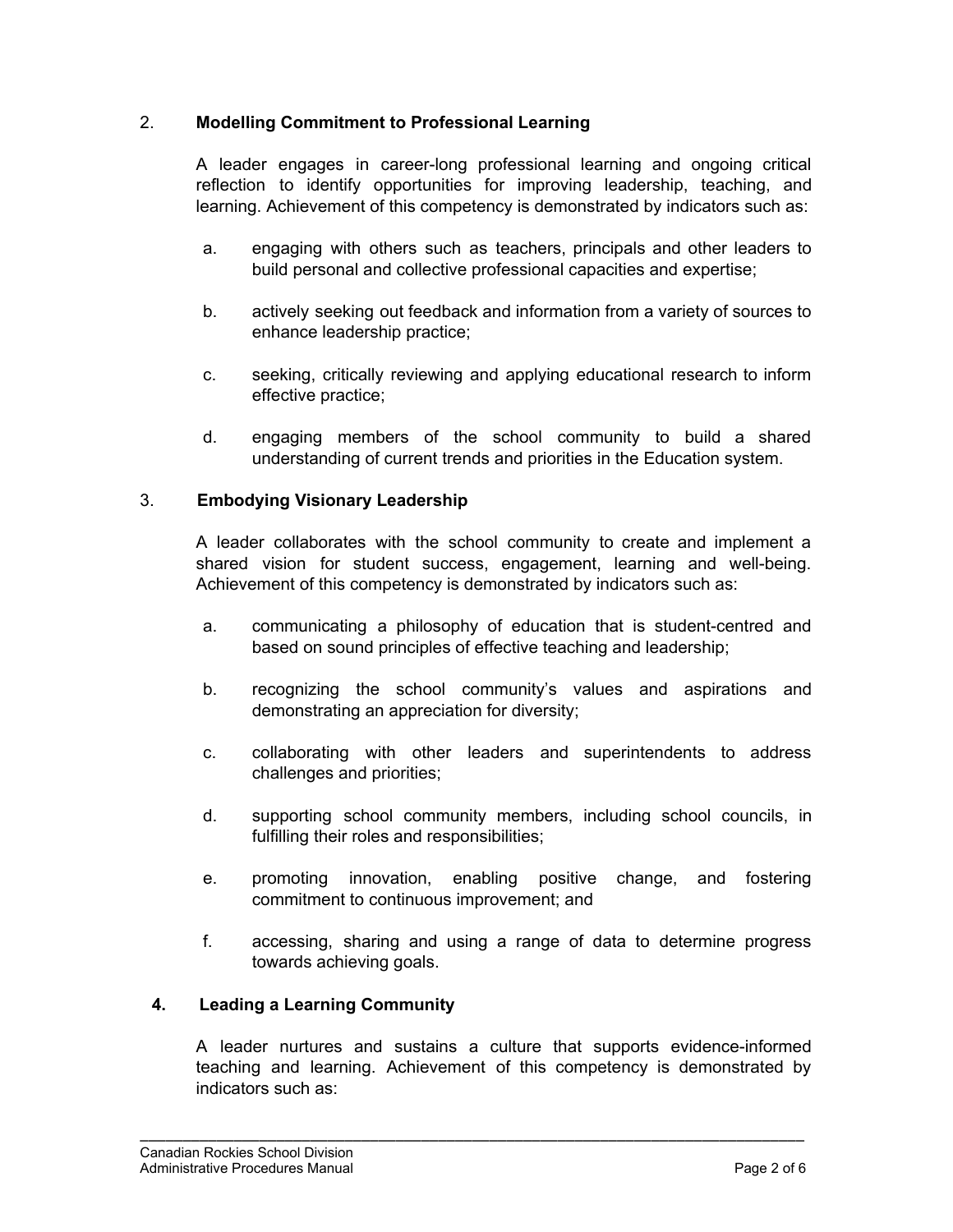2. **Modelling Commitment to Professional Learning**

A leader engages in career-long professional learning and ongoing critical reflection to identify opportunities for improving leadership, teaching, and learning. Achievement of this competency is demonstrated by indicators such as:

a. engaging with others such as teachers, principals and other leaders to build personal and collective professional capacities and expertise;

b. actively seeking out feedback and information from a variety of sources to enhance leadership practice;

c. seeking, critically reviewing and applying educational research to inform effective practice;

d. engaging members of the school community to build a shared understanding of current trends and priorities in the Education system.

3. **Embodying Visionary Leadership**

A leader collaborates with the school community to create and implement a shared vision for student success, engagement, learning and well-being. Achievement of this competency is demonstrated by indicators such as:

a. communicating a philosophy of education that is student-centred and based on sound principles of effective teaching and leadership;

b. recognizing the school community's values and aspirations and demonstrating an appreciation for diversity;

c. collaborating with other leaders and superintendents to address challenges and priorities;

d. supporting school community members, including school councils, in fulfilling their roles and responsibilities;

e. promoting innovation, enabling positive change, and fostering commitment to continuous improvement; and

f. accessing, sharing and using a range of data to determine progress towards achieving goals.

**4. Leading a Learning Community**

A leader nurtures and sustains a culture that supports evidence-informed teaching and learning. Achievement of this competency is demonstrated by indicators such as: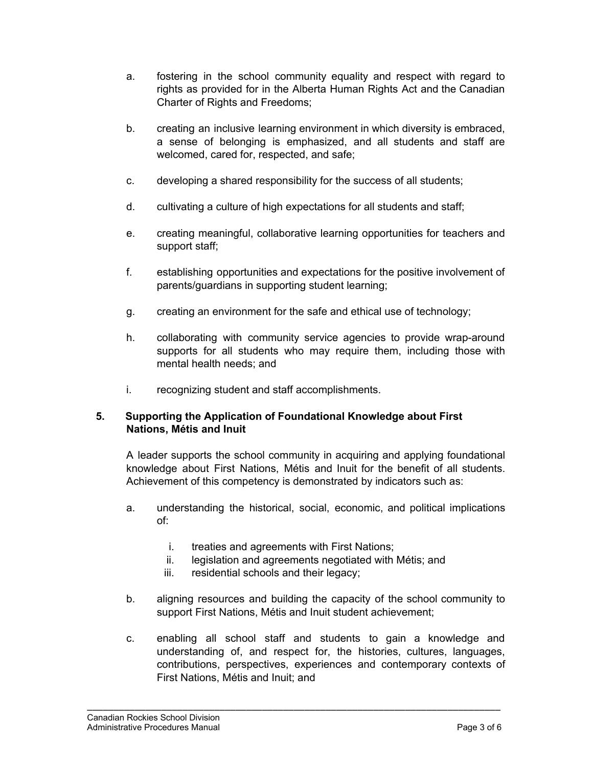a. fostering in the school community equality and respect with regard to rights as provided for in the Alberta Human Rights Act and the Canadian Charter of Rights and Freedoms;

b. creating an inclusive learning environment in which diversity is embraced, a sense of belonging is emphasized, and all students and staff are welcomed, cared for, respected, and safe;

c. developing a shared responsibility for the success of all students;

d. cultivating a culture of high expectations for all students and staff;

e. creating meaningful, collaborative learning opportunities for teachers and support staff;

f. establishing opportunities and expectations for the positive involvement of parents/guardians in supporting student learning;

g. creating an environment for the safe and ethical use of technology;

h. collaborating with community service agencies to provide wrap-around supports for all students who may require them, including those with mental health needs; and

i. recognizing student and staff accomplishments.

**5. Supporting the Application of Foundational Knowledge about First Nations, Métis and Inuit**

A leader supports the school community in acquiring and applying foundational knowledge about First Nations, Métis and Inuit for the benefit of all students. Achievement of this competency is demonstrated by indicators such as:

a. understanding the historical, social, economic, and political implications of:

   i. treaties and agreements with First Nations;
   ii. legislation and agreements negotiated with Métis; and
   iii. residential schools and their legacy;

b. aligning resources and building the capacity of the school community to support First Nations, Métis and Inuit student achievement;

c. enabling all school staff and students to gain a knowledge and understanding of, and respect for, the histories, cultures, languages, contributions, perspectives, experiences and contemporary contexts of First Nations, Métis and Inuit; and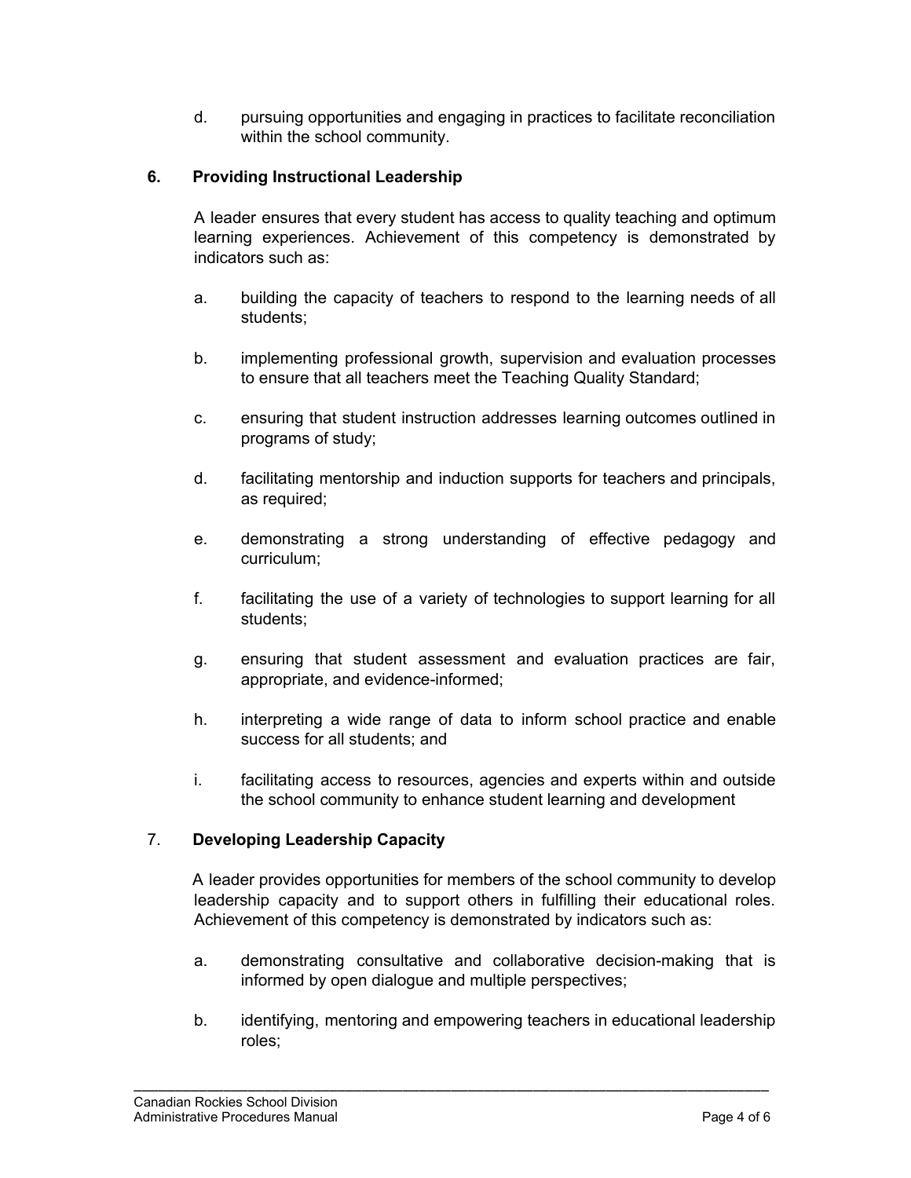d. pursuing opportunities and engaging in practices to facilitate reconciliation within the school community.

### 6. Providing Instructional Leadership

A leader ensures that every student has access to quality teaching and optimum learning experiences. Achievement of this competency is demonstrated by indicators such as:

a. building the capacity of teachers to respond to the learning needs of all students;

b. implementing professional growth, supervision and evaluation processes to ensure that all teachers meet the Teaching Quality Standard;

c. ensuring that student instruction addresses learning outcomes outlined in programs of study;

d. facilitating mentorship and induction supports for teachers and principals, as required;

e. demonstrating a strong understanding of effective pedagogy and curriculum;

f. facilitating the use of a variety of technologies to support learning for all students;

g. ensuring that student assessment and evaluation practices are fair, appropriate, and evidence-informed;

h. interpreting a wide range of data to inform school practice and enable success for all students; and

i. facilitating access to resources, agencies and experts within and outside the school community to enhance student learning and development

### 7. Developing Leadership Capacity

A leader provides opportunities for members of the school community to develop leadership capacity and to support others in fulfilling their educational roles. Achievement of this competency is demonstrated by indicators such as:

a. demonstrating consultative and collaborative decision-making that is informed by open dialogue and multiple perspectives;

b. identifying, mentoring and empowering teachers in educational leadership roles;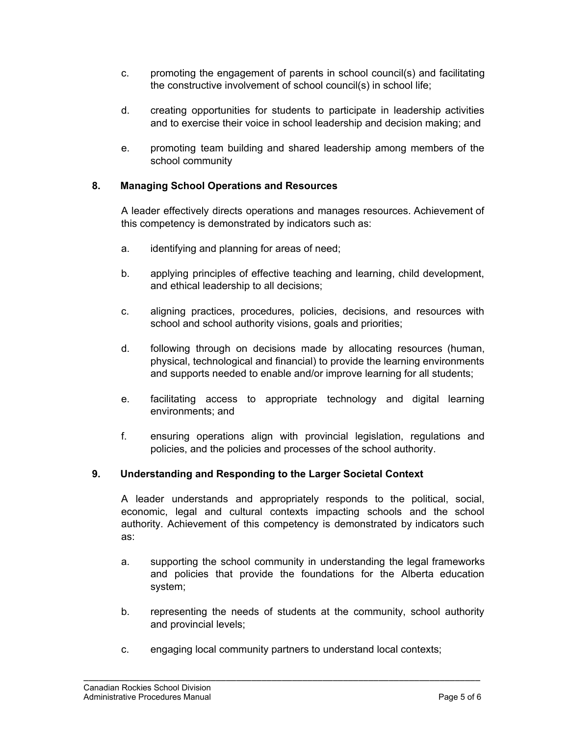c. promoting the engagement of parents in school council(s) and facilitating the constructive involvement of school council(s) in school life;

d. creating opportunities for students to participate in leadership activities and to exercise their voice in school leadership and decision making; and

e. promoting team building and shared leadership among members of the school community

## 8. Managing School Operations and Resources

A leader effectively directs operations and manages resources. Achievement of this competency is demonstrated by indicators such as:

a. identifying and planning for areas of need;

b. applying principles of effective teaching and learning, child development, and ethical leadership to all decisions;

c. aligning practices, procedures, policies, decisions, and resources with school and school authority visions, goals and priorities;

d. following through on decisions made by allocating resources (human, physical, technological and financial) to provide the learning environments and supports needed to enable and/or improve learning for all students;

e. facilitating access to appropriate technology and digital learning environments; and

f. ensuring operations align with provincial legislation, regulations and policies, and the policies and processes of the school authority.

## 9. Understanding and Responding to the Larger Societal Context

A leader understands and appropriately responds to the political, social, economic, legal and cultural contexts impacting schools and the school authority. Achievement of this competency is demonstrated by indicators such as:

a. supporting the school community in understanding the legal frameworks and policies that provide the foundations for the Alberta education system;

b. representing the needs of students at the community, school authority and provincial levels;

c. engaging local community partners to understand local contexts;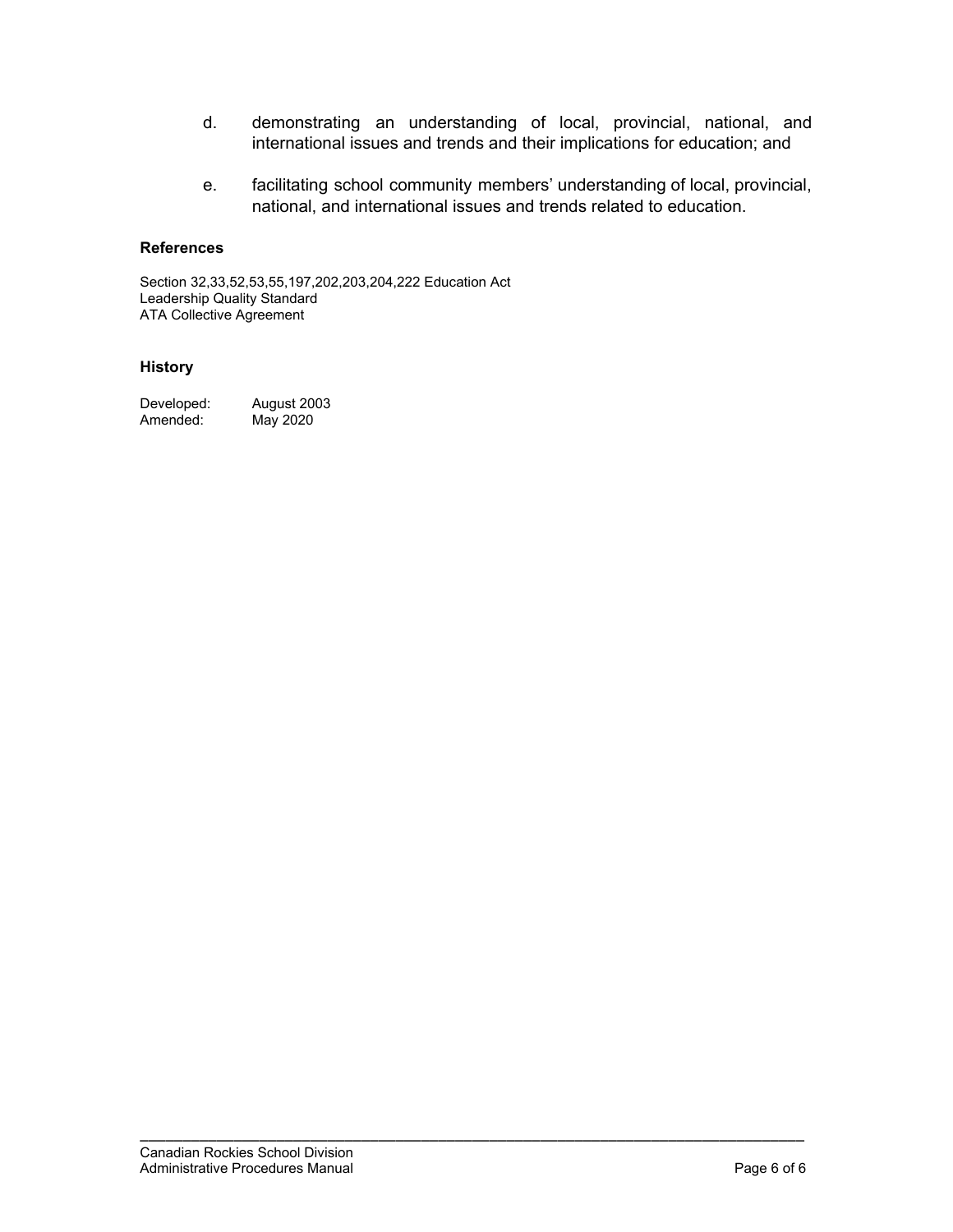d. demonstrating an understanding of local, provincial, national, and international issues and trends and their implications for education; and

e. facilitating school community members' understanding of local, provincial, national, and international issues and trends related to education.

**References**

Section 32,33,52,53,55,197,202,203,204,222 Education Act
Leadership Quality Standard
ATA Collective Agreement

**History**

Developed: August 2003
Amended: May 2020